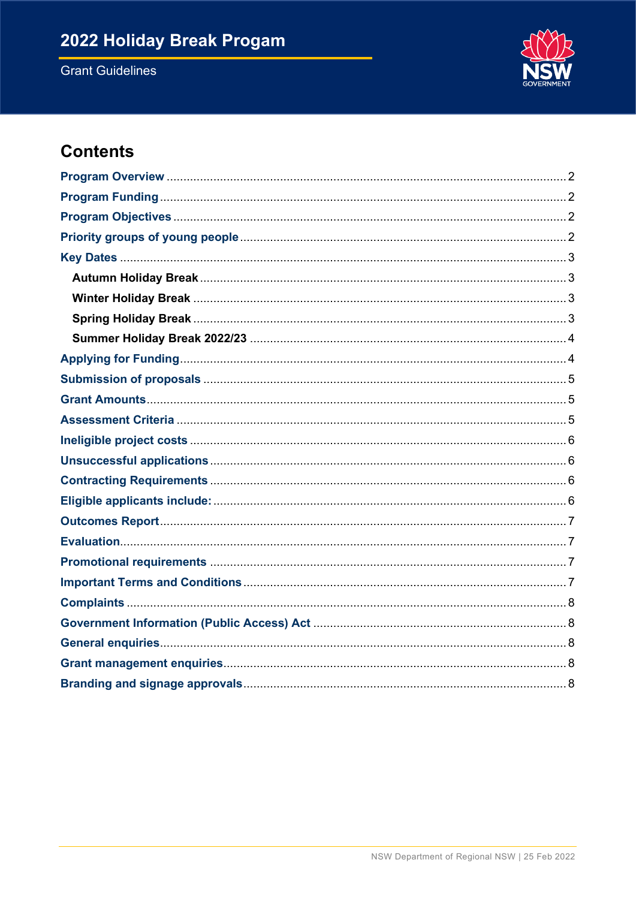# 2022 Holiday Break Progam

Grant Guidelines

## Contents

- Program Overview ..... 2
- Program Funding ..... 2
- Program Objectives ..... 2
- Priority groups of young people ..... 2
- Key Dates ..... 3
  - Autumn Holiday Break ..... 3
  - Winter Holiday Break ..... 3
  - Spring Holiday Break ..... 3
  - Summer Holiday Break 2022/23 ..... 4
- Applying for Funding ..... 4
- Submission of proposals ..... 5
- Grant Amounts ..... 5
- Assessment Criteria ..... 5
- Ineligible project costs ..... 6
- Unsuccessful applications ..... 6
- Contracting Requirements ..... 6
- Eligible applicants include: ..... 6
- Outcomes Report ..... 7
- Evaluation ..... 7
- Promotional requirements ..... 7
- Important Terms and Conditions ..... 7
- Complaints ..... 8
- Government Information (Public Access) Act ..... 8
- General enquiries ..... 8
- Grant management enquiries ..... 8
- Branding and signage approvals ..... 8

NSW Department of Regional NSW | 25 Feb 2022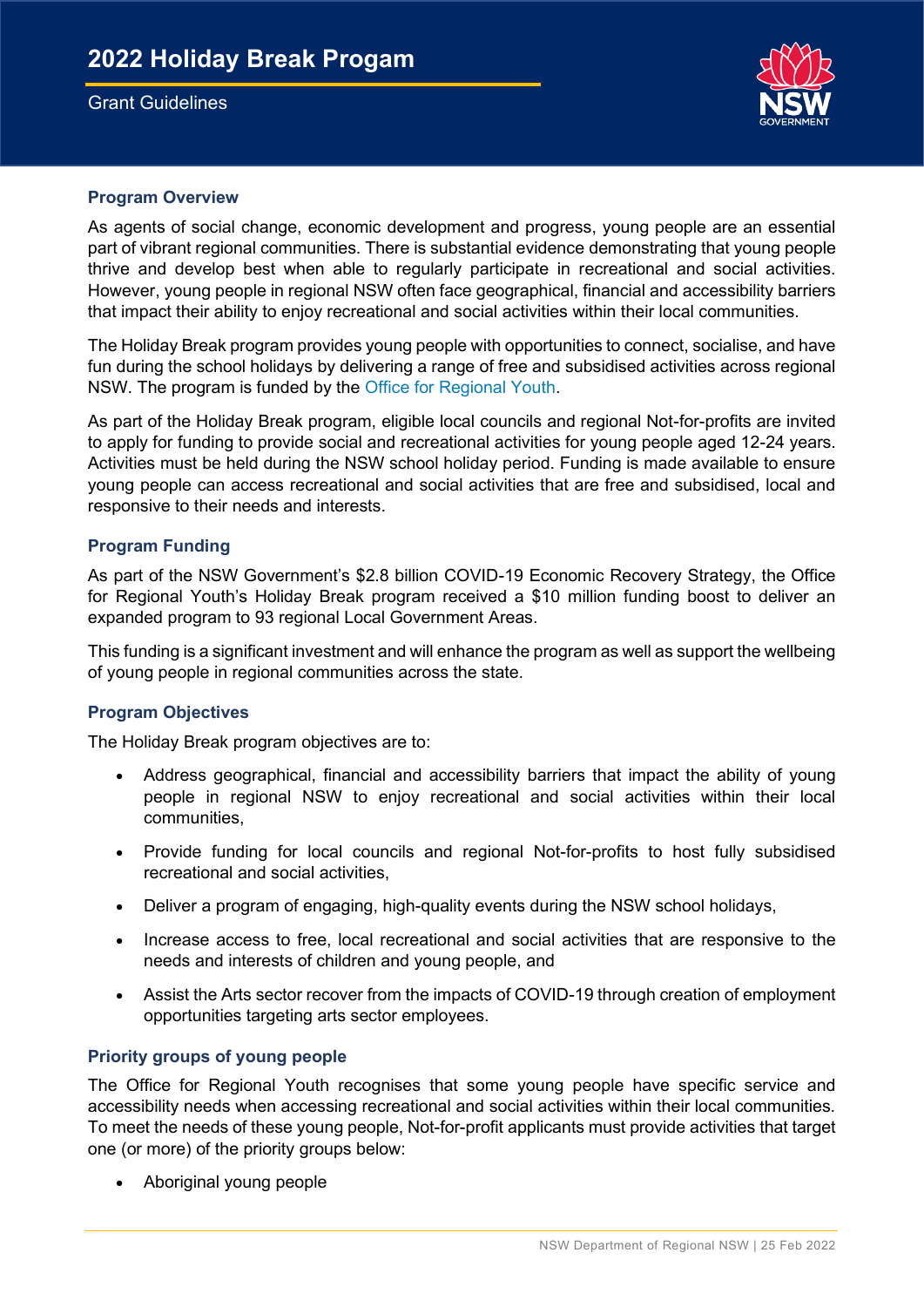# 2022 Holiday Break Progam

Grant Guidelines

## Program Overview

As agents of social change, economic development and progress, young people are an essential part of vibrant regional communities. There is substantial evidence demonstrating that young people thrive and develop best when able to regularly participate in recreational and social activities. However, young people in regional NSW often face geographical, financial and accessibility barriers that impact their ability to enjoy recreational and social activities within their local communities.

The Holiday Break program provides young people with opportunities to connect, socialise, and have fun during the school holidays by delivering a range of free and subsidised activities across regional NSW. The program is funded by the Office for Regional Youth.

As part of the Holiday Break program, eligible local councils and regional Not-for-profits are invited to apply for funding to provide social and recreational activities for young people aged 12-24 years. Activities must be held during the NSW school holiday period. Funding is made available to ensure young people can access recreational and social activities that are free and subsidised, local and responsive to their needs and interests.

## Program Funding

As part of the NSW Government's $2.8 billion COVID-19 Economic Recovery Strategy, the Office for Regional Youth's Holiday Break program received a $10 million funding boost to deliver an expanded program to 93 regional Local Government Areas.

This funding is a significant investment and will enhance the program as well as support the wellbeing of young people in regional communities across the state.

## Program Objectives

The Holiday Break program objectives are to:

- Address geographical, financial and accessibility barriers that impact the ability of young people in regional NSW to enjoy recreational and social activities within their local communities,
- Provide funding for local councils and regional Not-for-profits to host fully subsidised recreational and social activities,
- Deliver a program of engaging, high-quality events during the NSW school holidays,
- Increase access to free, local recreational and social activities that are responsive to the needs and interests of children and young people, and
- Assist the Arts sector recover from the impacts of COVID-19 through creation of employment opportunities targeting arts sector employees.

## Priority groups of young people

The Office for Regional Youth recognises that some young people have specific service and accessibility needs when accessing recreational and social activities within their local communities. To meet the needs of these young people, Not-for-profit applicants must provide activities that target one (or more) of the priority groups below:

- Aboriginal young people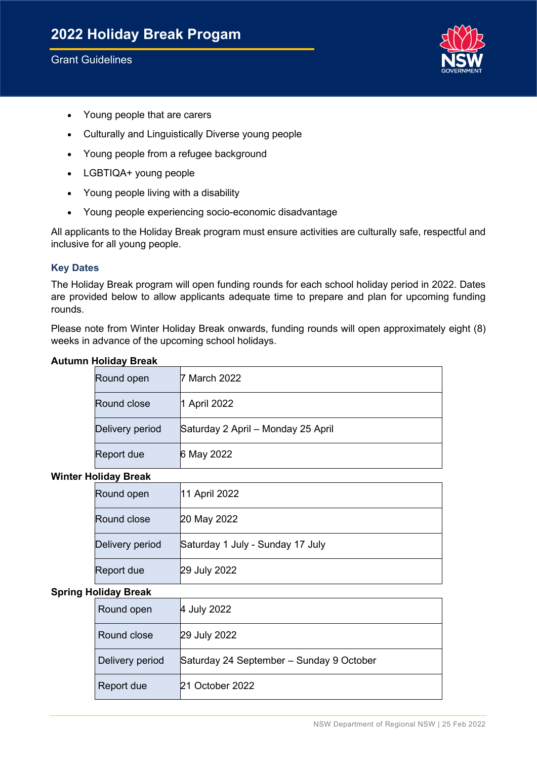- Young people that are carers
- Culturally and Linguistically Diverse young people
- Young people from a refugee background
- LGBTIQA+ young people
- Young people living with a disability
- Young people experiencing socio-economic disadvantage

All applicants to the Holiday Break program must ensure activities are culturally safe, respectful and inclusive for all young people.

### Key Dates

The Holiday Break program will open funding rounds for each school holiday period in 2022. Dates are provided below to allow applicants adequate time to prepare and plan for upcoming funding rounds.

Please note from Winter Holiday Break onwards, funding rounds will open approximately eight (8) weeks in advance of the upcoming school holidays.

**Autumn Holiday Break**

| | |
|---|---|
| Round open | 7 March 2022 |
| Round close | 1 April 2022 |
| Delivery period | Saturday 2 April – Monday 25 April |
| Report due | 6 May 2022 |

**Winter Holiday Break**

| | |
|---|---|
| Round open | 11 April 2022 |
| Round close | 20 May 2022 |
| Delivery period | Saturday 1 July - Sunday 17 July |
| Report due | 29 July 2022 |

**Spring Holiday Break**

| | |
|---|---|
| Round open | 4 July 2022 |
| Round close | 29 July 2022 |
| Delivery period | Saturday 24 September – Sunday 9 October |
| Report due | 21 October 2022 |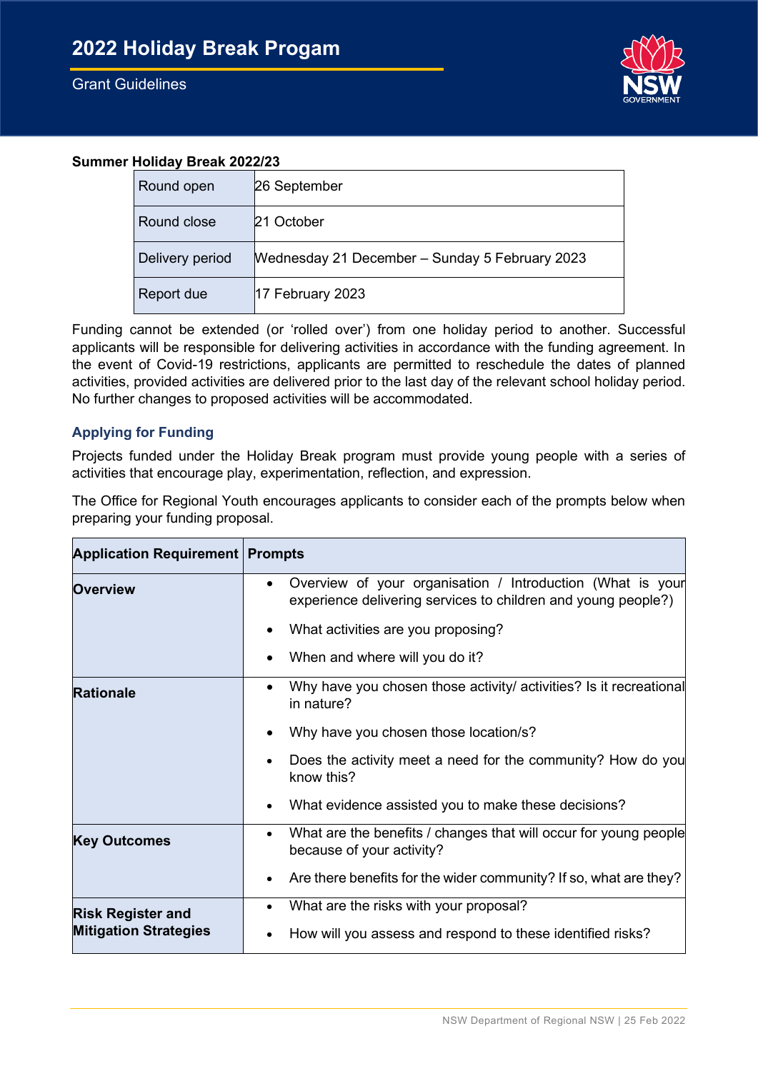# 2022 Holiday Break Progam

Grant Guidelines

**Summer Holiday Break 2022/23**

| Round open | 26 September |
|---|---|
| Round close | 21 October |
| Delivery period | Wednesday 21 December – Sunday 5 February 2023 |
| Report due | 17 February 2023 |

Funding cannot be extended (or 'rolled over') from one holiday period to another. Successful applicants will be responsible for delivering activities in accordance with the funding agreement. In the event of Covid-19 restrictions, applicants are permitted to reschedule the dates of planned activities, provided activities are delivered prior to the last day of the relevant school holiday period. No further changes to proposed activities will be accommodated.

### Applying for Funding

Projects funded under the Holiday Break program must provide young people with a series of activities that encourage play, experimentation, reflection, and expression.

The Office for Regional Youth encourages applicants to consider each of the prompts below when preparing your funding proposal.

| Application Requirement | Prompts |
|---|---|
| **Overview** | • Overview of your organisation / Introduction (What is your experience delivering services to children and young people?)<br>• What activities are you proposing?<br>• When and where will you do it? |
| **Rationale** | • Why have you chosen those activity/ activities? Is it recreational in nature?<br>• Why have you chosen those location/s?<br>• Does the activity meet a need for the community? How do you know this?<br>• What evidence assisted you to make these decisions? |
| **Key Outcomes** | • What are the benefits / changes that will occur for young people because of your activity?<br>• Are there benefits for the wider community? If so, what are they? |
| **Risk Register and Mitigation Strategies** | • What are the risks with your proposal?<br>• How will you assess and respond to these identified risks? |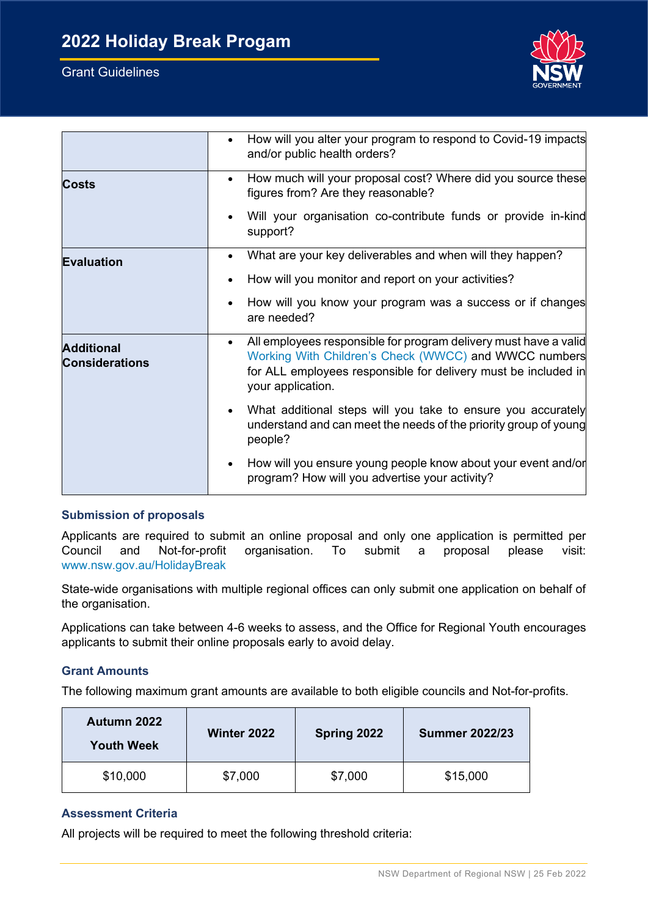| | |
|---|---|
| | • How will you alter your program to respond to Covid-19 impacts and/or public health orders? |
| **Costs** | • How much will your proposal cost? Where did you source these figures from? Are they reasonable?<br>• Will your organisation co-contribute funds or provide in-kind support? |
| **Evaluation** | • What are your key deliverables and when will they happen?<br>• How will you monitor and report on your activities?<br>• How will you know your program was a success or if changes are needed? |
| **Additional Considerations** | • All employees responsible for program delivery must have a valid Working With Children's Check (WWCC) and WWCC numbers for ALL employees responsible for delivery must be included in your application.<br>• What additional steps will you take to ensure you accurately understand and can meet the needs of the priority group of young people?<br>• How will you ensure young people know about your event and/or program? How will you advertise your activity? |

### Submission of proposals

Applicants are required to submit an online proposal and only one application is permitted per Council and Not-for-profit organisation. To submit a proposal please visit: www.nsw.gov.au/HolidayBreak

State-wide organisations with multiple regional offices can only submit one application on behalf of the organisation.

Applications can take between 4-6 weeks to assess, and the Office for Regional Youth encourages applicants to submit their online proposals early to avoid delay.

### Grant Amounts

The following maximum grant amounts are available to both eligible councils and Not-for-profits.

| Autumn 2022 Youth Week | Winter 2022 | Spring 2022 | Summer 2022/23 |
|---|---|---|---|
| $10,000 | $7,000 | $7,000 | $15,000 |

### Assessment Criteria

All projects will be required to meet the following threshold criteria: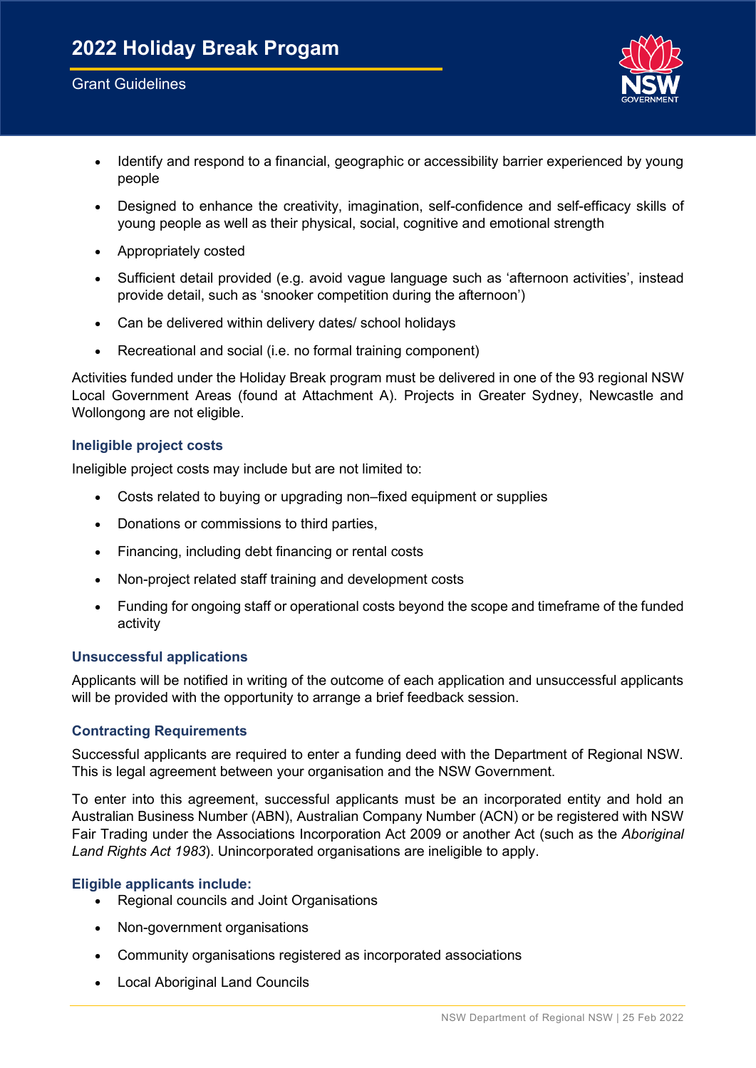- Identify and respond to a financial, geographic or accessibility barrier experienced by young people
- Designed to enhance the creativity, imagination, self-confidence and self-efficacy skills of young people as well as their physical, social, cognitive and emotional strength
- Appropriately costed
- Sufficient detail provided (e.g. avoid vague language such as 'afternoon activities', instead provide detail, such as 'snooker competition during the afternoon')
- Can be delivered within delivery dates/ school holidays
- Recreational and social (i.e. no formal training component)

Activities funded under the Holiday Break program must be delivered in one of the 93 regional NSW Local Government Areas (found at Attachment A). Projects in Greater Sydney, Newcastle and Wollongong are not eligible.

### Ineligible project costs

Ineligible project costs may include but are not limited to:

- Costs related to buying or upgrading non–fixed equipment or supplies
- Donations or commissions to third parties,
- Financing, including debt financing or rental costs
- Non-project related staff training and development costs
- Funding for ongoing staff or operational costs beyond the scope and timeframe of the funded activity

### Unsuccessful applications

Applicants will be notified in writing of the outcome of each application and unsuccessful applicants will be provided with the opportunity to arrange a brief feedback session.

### Contracting Requirements

Successful applicants are required to enter a funding deed with the Department of Regional NSW. This is legal agreement between your organisation and the NSW Government.

To enter into this agreement, successful applicants must be an incorporated entity and hold an Australian Business Number (ABN), Australian Company Number (ACN) or be registered with NSW Fair Trading under the Associations Incorporation Act 2009 or another Act (such as the *Aboriginal Land Rights Act 1983*). Unincorporated organisations are ineligible to apply.

### Eligible applicants include:

- Regional councils and Joint Organisations
- Non-government organisations
- Community organisations registered as incorporated associations
- Local Aboriginal Land Councils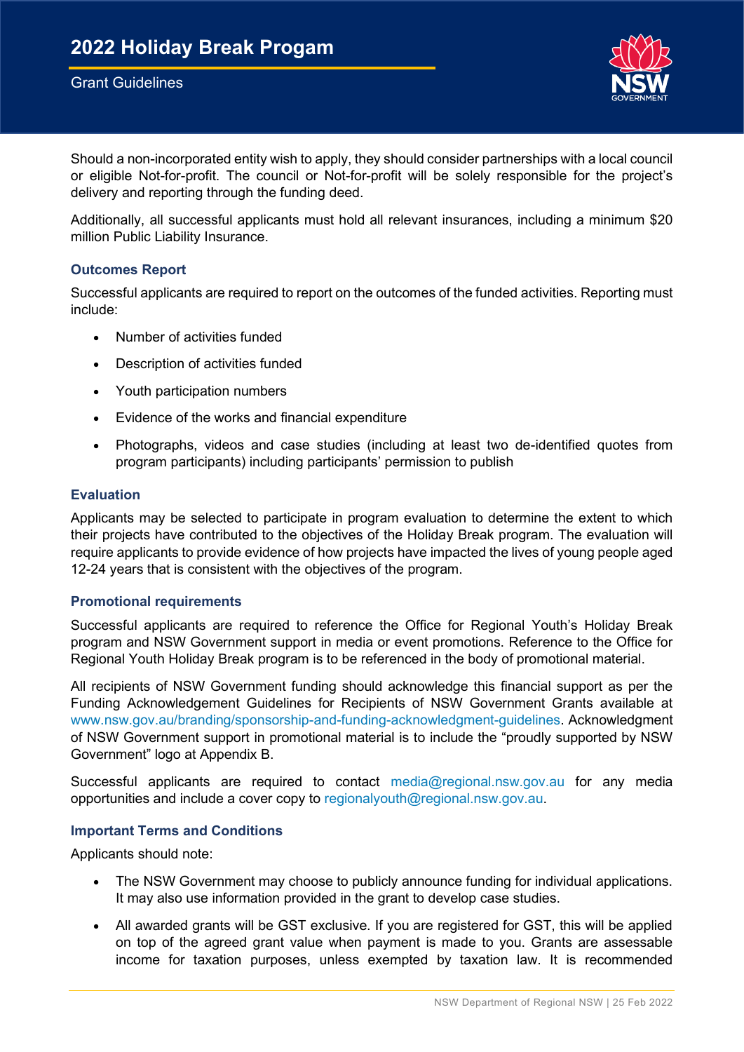Should a non-incorporated entity wish to apply, they should consider partnerships with a local council or eligible Not-for-profit. The council or Not-for-profit will be solely responsible for the project's delivery and reporting through the funding deed.

Additionally, all successful applicants must hold all relevant insurances, including a minimum $20 million Public Liability Insurance.

### Outcomes Report

Successful applicants are required to report on the outcomes of the funded activities. Reporting must include:

- Number of activities funded
- Description of activities funded
- Youth participation numbers
- Evidence of the works and financial expenditure
- Photographs, videos and case studies (including at least two de-identified quotes from program participants) including participants' permission to publish

### Evaluation

Applicants may be selected to participate in program evaluation to determine the extent to which their projects have contributed to the objectives of the Holiday Break program. The evaluation will require applicants to provide evidence of how projects have impacted the lives of young people aged 12-24 years that is consistent with the objectives of the program.

### Promotional requirements

Successful applicants are required to reference the Office for Regional Youth's Holiday Break program and NSW Government support in media or event promotions. Reference to the Office for Regional Youth Holiday Break program is to be referenced in the body of promotional material.

All recipients of NSW Government funding should acknowledge this financial support as per the Funding Acknowledgement Guidelines for Recipients of NSW Government Grants available at www.nsw.gov.au/branding/sponsorship-and-funding-acknowledgment-guidelines. Acknowledgment of NSW Government support in promotional material is to include the "proudly supported by NSW Government" logo at Appendix B.

Successful applicants are required to contact media@regional.nsw.gov.au for any media opportunities and include a cover copy to regionalyouth@regional.nsw.gov.au.

### Important Terms and Conditions

Applicants should note:

- The NSW Government may choose to publicly announce funding for individual applications. It may also use information provided in the grant to develop case studies.
- All awarded grants will be GST exclusive. If you are registered for GST, this will be applied on top of the agreed grant value when payment is made to you. Grants are assessable income for taxation purposes, unless exempted by taxation law. It is recommended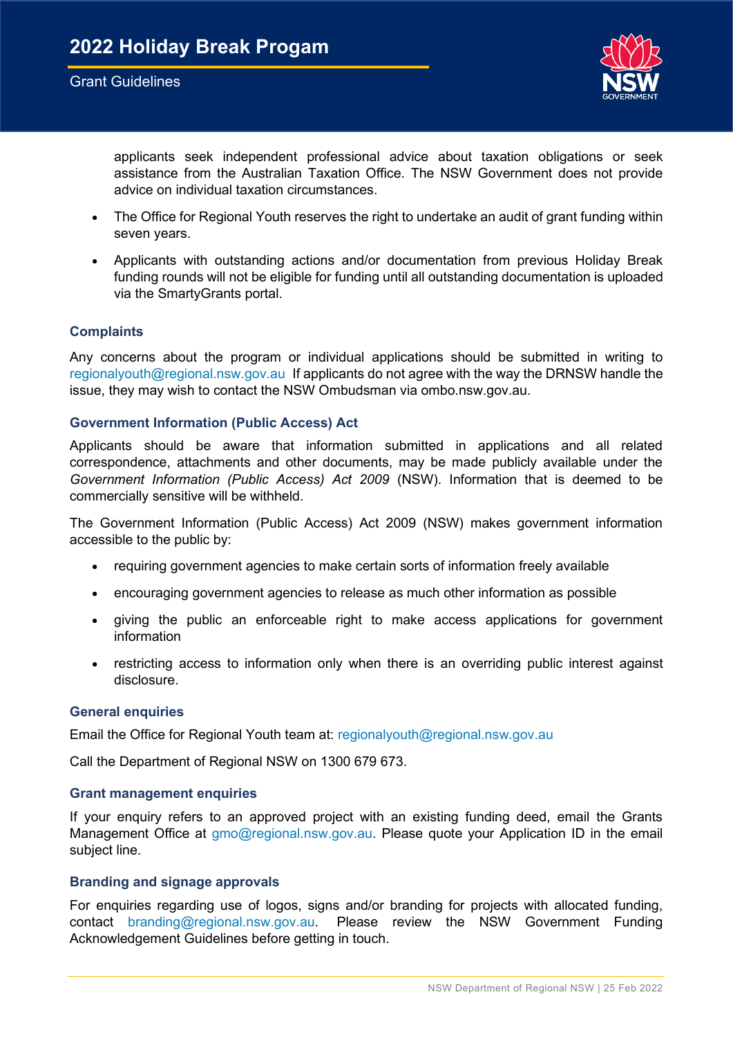applicants seek independent professional advice about taxation obligations or seek assistance from the Australian Taxation Office. The NSW Government does not provide advice on individual taxation circumstances.

- The Office for Regional Youth reserves the right to undertake an audit of grant funding within seven years.
- Applicants with outstanding actions and/or documentation from previous Holiday Break funding rounds will not be eligible for funding until all outstanding documentation is uploaded via the SmartyGrants portal.

### Complaints

Any concerns about the program or individual applications should be submitted in writing to regionalyouth@regional.nsw.gov.au If applicants do not agree with the way the DRNSW handle the issue, they may wish to contact the NSW Ombudsman via ombo.nsw.gov.au.

### Government Information (Public Access) Act

Applicants should be aware that information submitted in applications and all related correspondence, attachments and other documents, may be made publicly available under the *Government Information (Public Access) Act 2009* (NSW). Information that is deemed to be commercially sensitive will be withheld.

The Government Information (Public Access) Act 2009 (NSW) makes government information accessible to the public by:

- requiring government agencies to make certain sorts of information freely available
- encouraging government agencies to release as much other information as possible
- giving the public an enforceable right to make access applications for government information
- restricting access to information only when there is an overriding public interest against disclosure.

### General enquiries

Email the Office for Regional Youth team at: regionalyouth@regional.nsw.gov.au

Call the Department of Regional NSW on 1300 679 673.

### Grant management enquiries

If your enquiry refers to an approved project with an existing funding deed, email the Grants Management Office at gmo@regional.nsw.gov.au. Please quote your Application ID in the email subject line.

### Branding and signage approvals

For enquiries regarding use of logos, signs and/or branding for projects with allocated funding, contact branding@regional.nsw.gov.au. Please review the NSW Government Funding Acknowledgement Guidelines before getting in touch.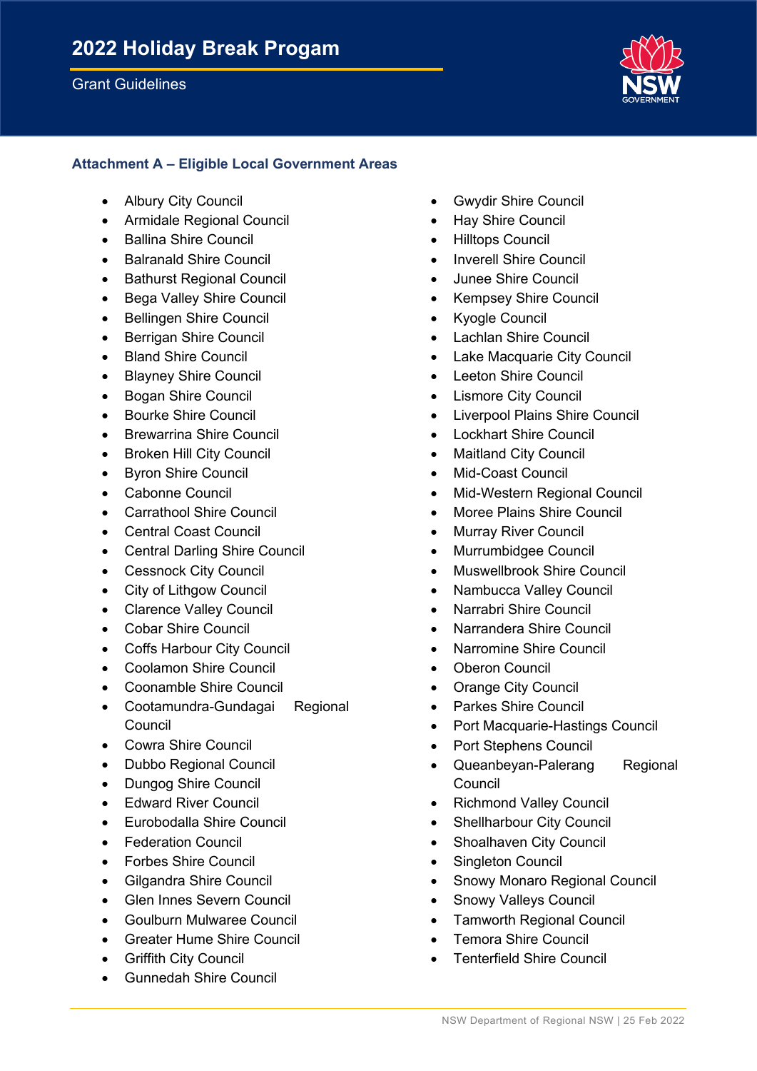## Attachment A – Eligible Local Government Areas

- Albury City Council
- Armidale Regional Council
- Ballina Shire Council
- Balranald Shire Council
- Bathurst Regional Council
- Bega Valley Shire Council
- Bellingen Shire Council
- Berrigan Shire Council
- Bland Shire Council
- Blayney Shire Council
- Bogan Shire Council
- Bourke Shire Council
- Brewarrina Shire Council
- Broken Hill City Council
- Byron Shire Council
- Cabonne Council
- Carrathool Shire Council
- Central Coast Council
- Central Darling Shire Council
- Cessnock City Council
- City of Lithgow Council
- Clarence Valley Council
- Cobar Shire Council
- Coffs Harbour City Council
- Coolamon Shire Council
- Coonamble Shire Council
- Cootamundra-Gundagai Regional Council
- Cowra Shire Council
- Dubbo Regional Council
- Dungog Shire Council
- Edward River Council
- Eurobodalla Shire Council
- Federation Council
- Forbes Shire Council
- Gilgandra Shire Council
- Glen Innes Severn Council
- Goulburn Mulwaree Council
- Greater Hume Shire Council
- Griffith City Council
- Gunnedah Shire Council
- Gwydir Shire Council
- Hay Shire Council
- Hilltops Council
- Inverell Shire Council
- Junee Shire Council
- Kempsey Shire Council
- Kyogle Council
- Lachlan Shire Council
- Lake Macquarie City Council
- Leeton Shire Council
- Lismore City Council
- Liverpool Plains Shire Council
- Lockhart Shire Council
- Maitland City Council
- Mid-Coast Council
- Mid-Western Regional Council
- Moree Plains Shire Council
- Murray River Council
- Murrumbidgee Council
- Muswellbrook Shire Council
- Nambucca Valley Council
- Narrabri Shire Council
- Narrandera Shire Council
- Narromine Shire Council
- Oberon Council
- Orange City Council
- Parkes Shire Council
- Port Macquarie-Hastings Council
- Port Stephens Council
- Queanbeyan-Palerang Regional Council
- Richmond Valley Council
- Shellharbour City Council
- Shoalhaven City Council
- Singleton Council
- Snowy Monaro Regional Council
- Snowy Valleys Council
- Tamworth Regional Council
- Temora Shire Council
- Tenterfield Shire Council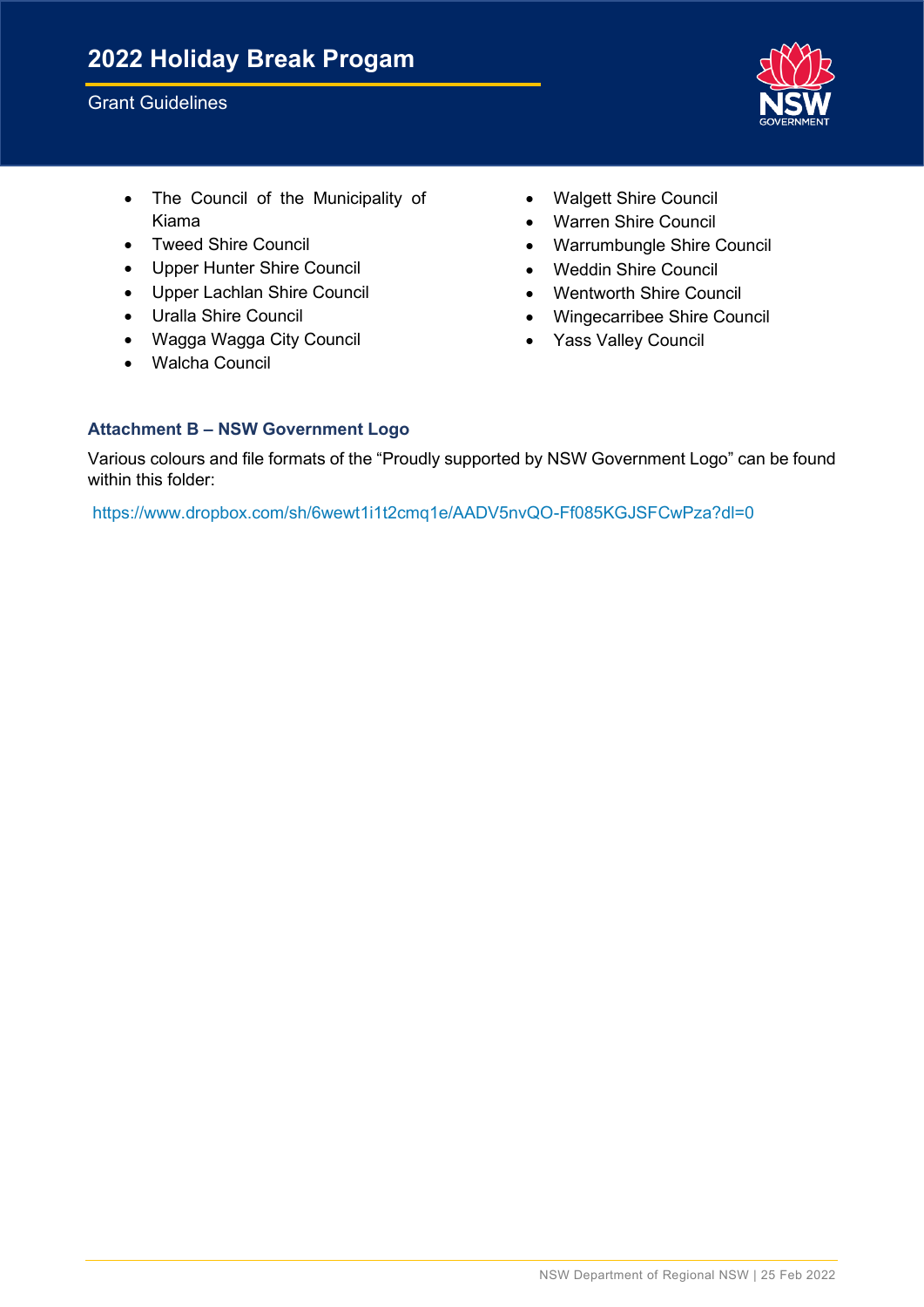- The Council of the Municipality of Kiama
- Tweed Shire Council
- Upper Hunter Shire Council
- Upper Lachlan Shire Council
- Uralla Shire Council
- Wagga Wagga City Council
- Walcha Council
- Walgett Shire Council
- Warren Shire Council
- Warrumbungle Shire Council
- Weddin Shire Council
- Wentworth Shire Council
- Wingecarribee Shire Council
- Yass Valley Council

### Attachment B – NSW Government Logo

Various colours and file formats of the "Proudly supported by NSW Government Logo" can be found within this folder:

https://www.dropbox.com/sh/6wewt1i1t2cmq1e/AADV5nvQO-Ff085KGJSFCwPza?dl=0